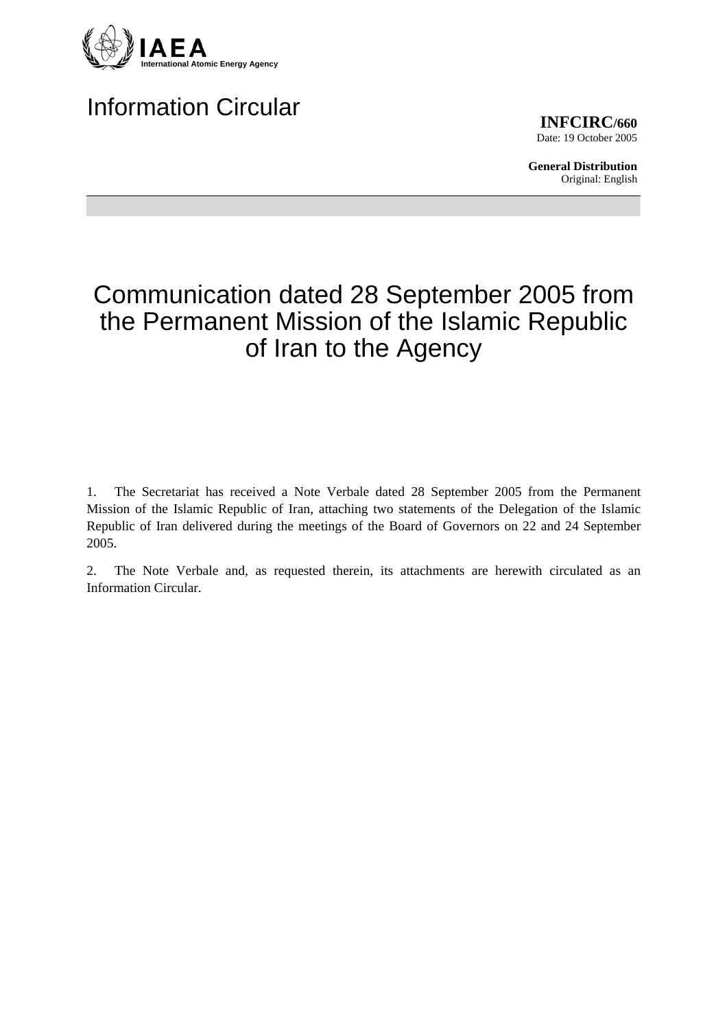IAEA
International Atomic Energy Agency

# Information Circular

**INFCIRC/660**
Date: 19 October 2005

**General Distribution**
Original: English

## Communication dated 28 September 2005 from the Permanent Mission of the Islamic Republic of Iran to the Agency

1. The Secretariat has received a Note Verbale dated 28 September 2005 from the Permanent Mission of the Islamic Republic of Iran, attaching two statements of the Delegation of the Islamic Republic of Iran delivered during the meetings of the Board of Governors on 22 and 24 September 2005.

2. The Note Verbale and, as requested therein, its attachments are herewith circulated as an Information Circular.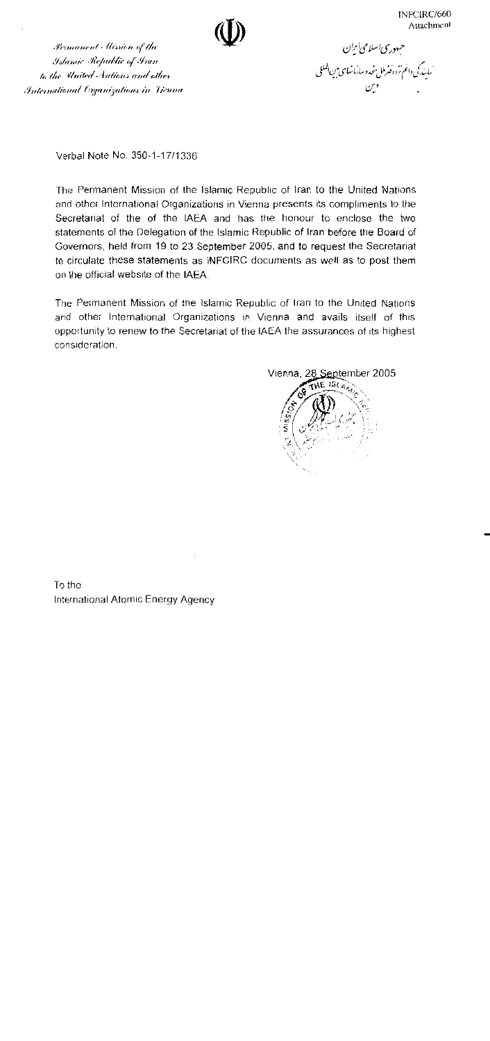INFCIRC/660
Attachment

*Permanent Mission of the Islamic Republic of Iran to the United Nations and other International Organizations in Vienna*

جمهوری اسلامی ایران
نمایندگی دائم نزد دفتر ملل متحد و سازمانهای بین‌المللی
وین

Verbal Note No. 350-1-17/1336

The Permanent Mission of the Islamic Republic of Iran to the United Nations and other International Organizations in Vienna presents its compliments to the Secretariat of the of the IAEA and has the honour to enclose the two statements of the Delegation of the Islamic Republic of Iran before the Board of Governors, held from 19 to 23 September 2005, and to request the Secretariat to circulate these statements as INFCIRC documents as well as to post them on the official website of the IAEA.

The Permanent Mission of the Islamic Republic of Iran to the United Nations and other International Organizations in Vienna and avails itself of this opportunity to renew to the Secretariat of the IAEA the assurances of its highest consideration.

Vienna, 28 September 2005

To the
International Atomic Energy Agency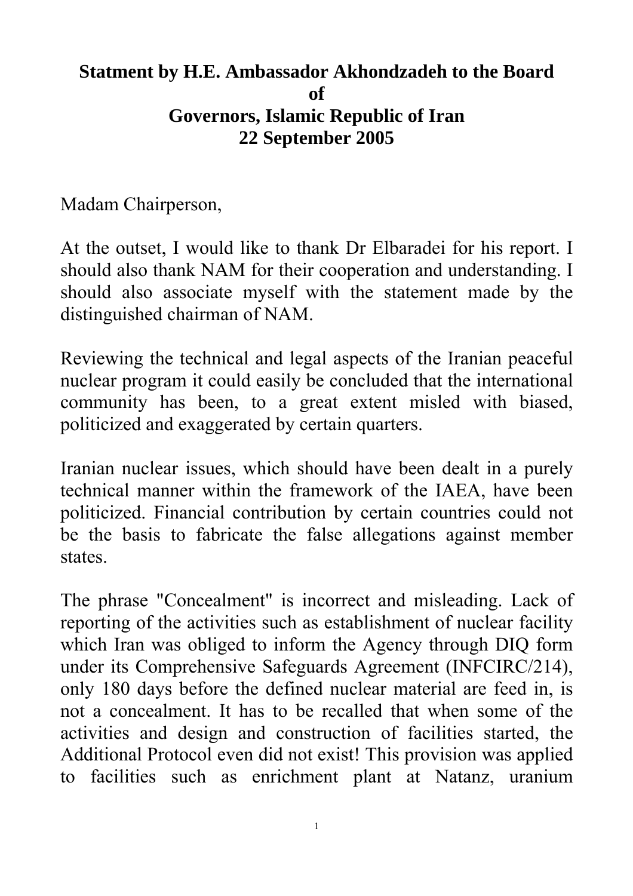**Statment by H.E. Ambassador Akhondzadeh to the Board of Governors, Islamic Republic of Iran**
**22 September 2005**

Madam Chairperson,

At the outset, I would like to thank Dr Elbaradei for his report. I should also thank NAM for their cooperation and understanding. I should also associate myself with the statement made by the distinguished chairman of NAM.

Reviewing the technical and legal aspects of the Iranian peaceful nuclear program it could easily be concluded that the international community has been, to a great extent misled with biased, politicized and exaggerated by certain quarters.

Iranian nuclear issues, which should have been dealt in a purely technical manner within the framework of the IAEA, have been politicized. Financial contribution by certain countries could not be the basis to fabricate the false allegations against member states.

The phrase "Concealment" is incorrect and misleading. Lack of reporting of the activities such as establishment of nuclear facility which Iran was obliged to inform the Agency through DIQ form under its Comprehensive Safeguards Agreement (INFCIRC/214), only 180 days before the defined nuclear material are feed in, is not a concealment. It has to be recalled that when some of the activities and design and construction of facilities started, the Additional Protocol even did not exist! This provision was applied to facilities such as enrichment plant at Natanz, uranium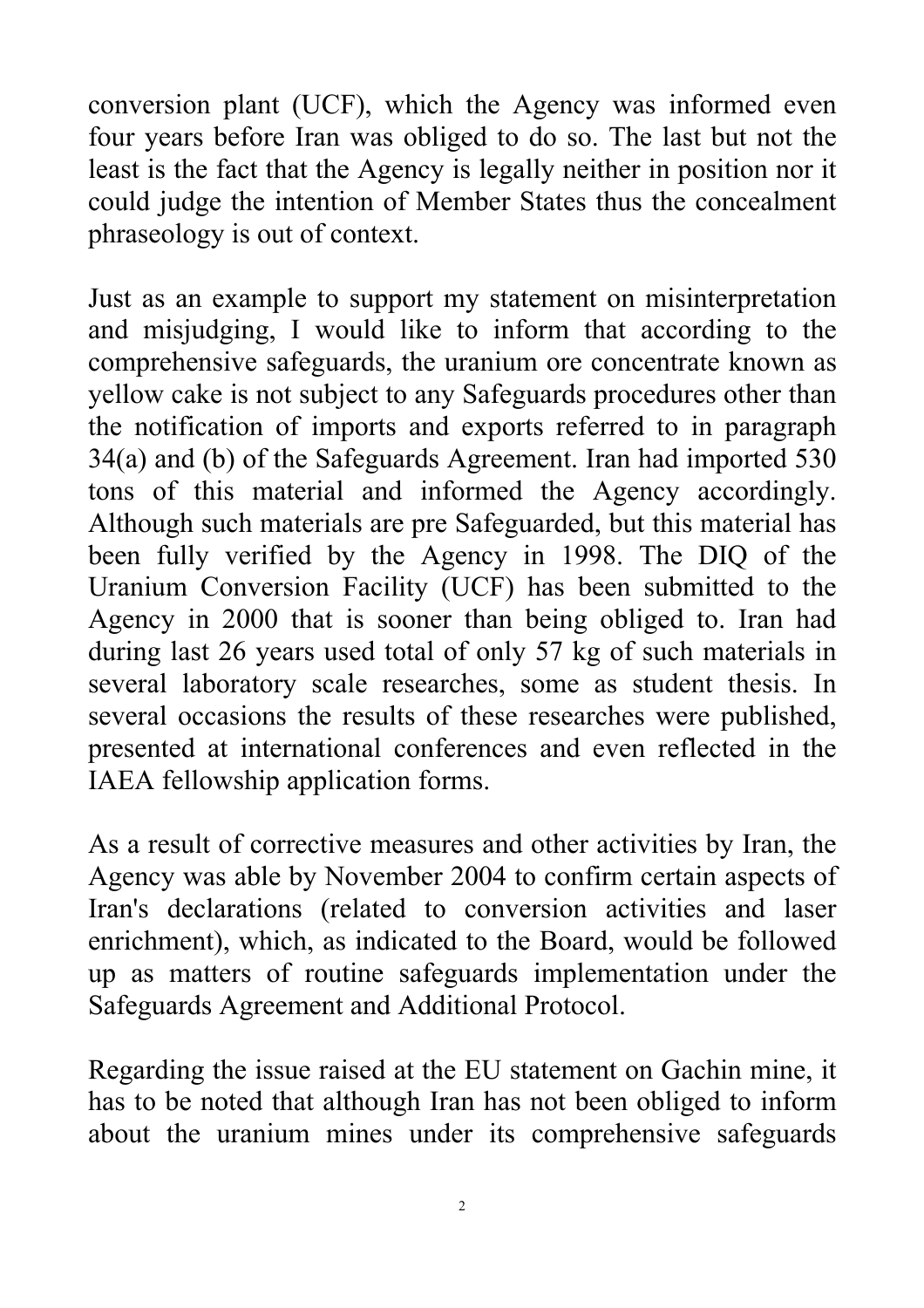conversion plant (UCF), which the Agency was informed even four years before Iran was obliged to do so. The last but not the least is the fact that the Agency is legally neither in position nor it could judge the intention of Member States thus the concealment phraseology is out of context.

Just as an example to support my statement on misinterpretation and misjudging, I would like to inform that according to the comprehensive safeguards, the uranium ore concentrate known as yellow cake is not subject to any Safeguards procedures other than the notification of imports and exports referred to in paragraph 34(a) and (b) of the Safeguards Agreement. Iran had imported 530 tons of this material and informed the Agency accordingly. Although such materials are pre Safeguarded, but this material has been fully verified by the Agency in 1998. The DIQ of the Uranium Conversion Facility (UCF) has been submitted to the Agency in 2000 that is sooner than being obliged to. Iran had during last 26 years used total of only 57 kg of such materials in several laboratory scale researches, some as student thesis. In several occasions the results of these researches were published, presented at international conferences and even reflected in the IAEA fellowship application forms.

As a result of corrective measures and other activities by Iran, the Agency was able by November 2004 to confirm certain aspects of Iran's declarations (related to conversion activities and laser enrichment), which, as indicated to the Board, would be followed up as matters of routine safeguards implementation under the Safeguards Agreement and Additional Protocol.

Regarding the issue raised at the EU statement on Gachin mine, it has to be noted that although Iran has not been obliged to inform about the uranium mines under its comprehensive safeguards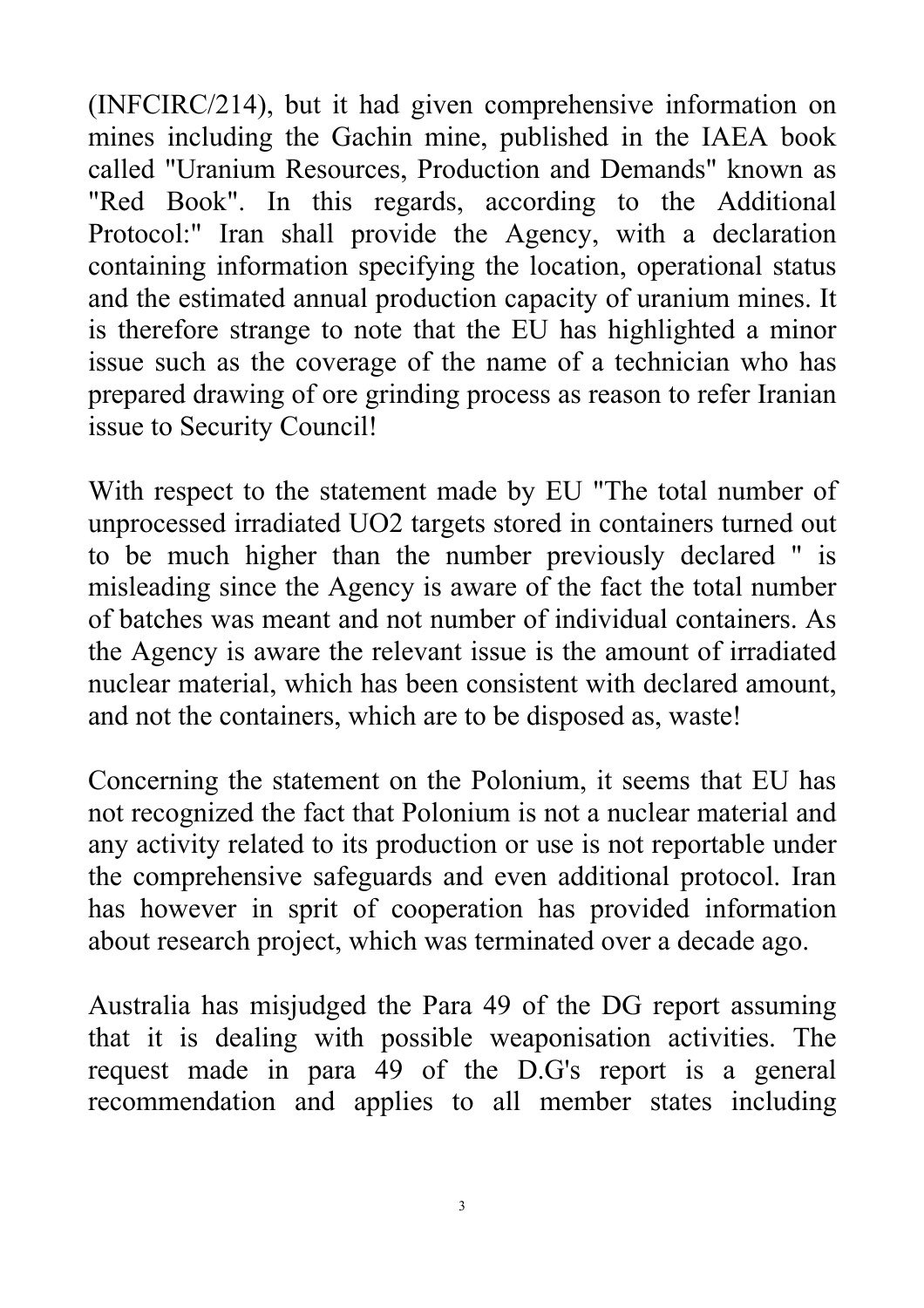(INFCIRC/214), but it had given comprehensive information on mines including the Gachin mine, published in the IAEA book called "Uranium Resources, Production and Demands" known as "Red Book". In this regards, according to the Additional Protocol:" Iran shall provide the Agency, with a declaration containing information specifying the location, operational status and the estimated annual production capacity of uranium mines. It is therefore strange to note that the EU has highlighted a minor issue such as the coverage of the name of a technician who has prepared drawing of ore grinding process as reason to refer Iranian issue to Security Council!

With respect to the statement made by EU "The total number of unprocessed irradiated $UO_2$ targets stored in containers turned out to be much higher than the number previously declared " is misleading since the Agency is aware of the fact the total number of batches was meant and not number of individual containers. As the Agency is aware the relevant issue is the amount of irradiated nuclear material, which has been consistent with declared amount, and not the containers, which are to be disposed as, waste!

Concerning the statement on the Polonium, it seems that EU has not recognized the fact that Polonium is not a nuclear material and any activity related to its production or use is not reportable under the comprehensive safeguards and even additional protocol. Iran has however in sprit of cooperation has provided information about research project, which was terminated over a decade ago.

Australia has misjudged the Para 49 of the DG report assuming that it is dealing with possible weaponisation activities. The request made in para 49 of the D.G's report is a general recommendation and applies to all member states including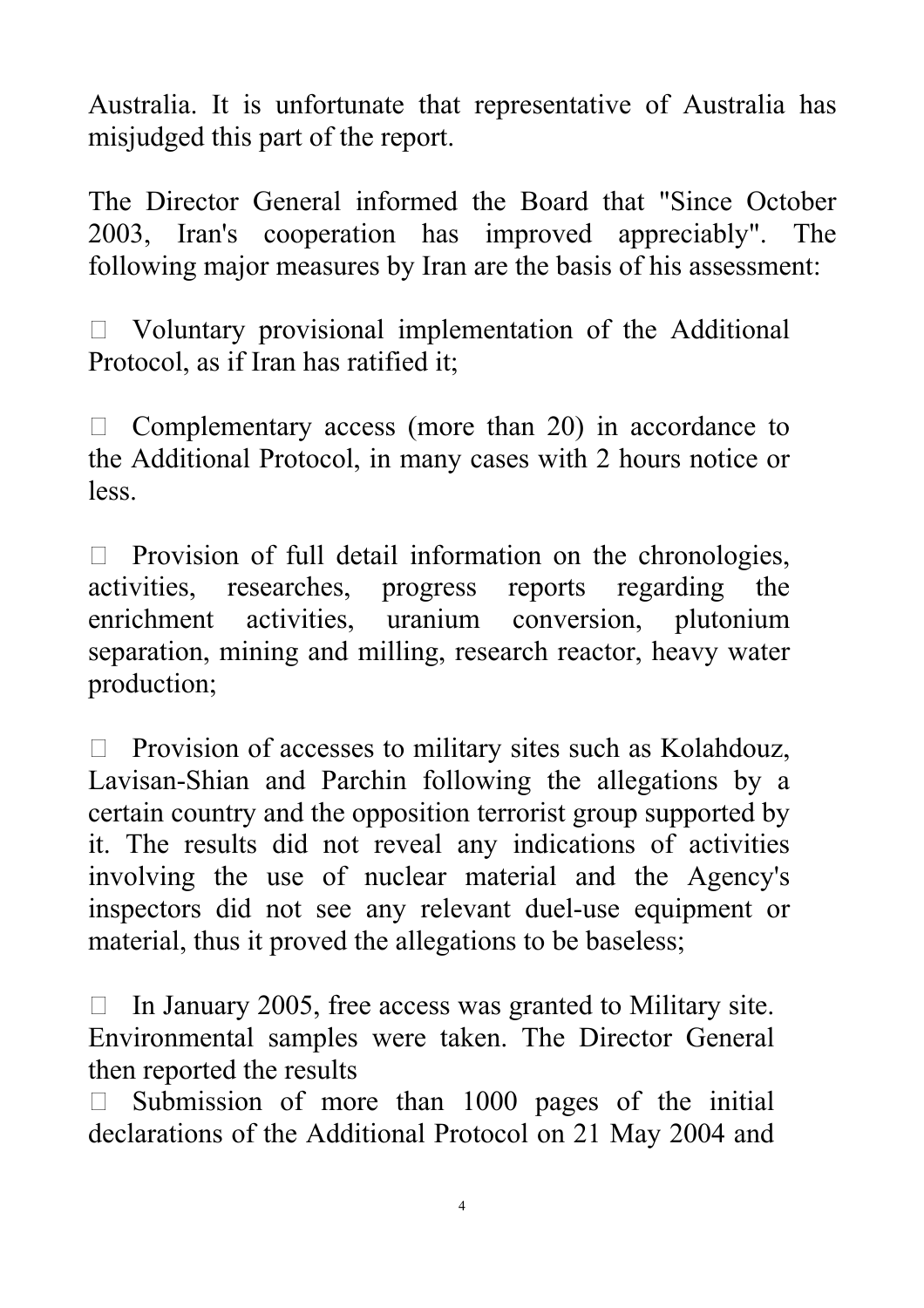Australia. It is unfortunate that representative of Australia has misjudged this part of the report.

The Director General informed the Board that "Since October 2003, Iran's cooperation has improved appreciably". The following major measures by Iran are the basis of his assessment:

- Voluntary provisional implementation of the Additional Protocol, as if Iran has ratified it;

- Complementary access (more than 20) in accordance to the Additional Protocol, in many cases with 2 hours notice or less.

- Provision of full detail information on the chronologies, activities, researches, progress reports regarding the enrichment activities, uranium conversion, plutonium separation, mining and milling, research reactor, heavy water production;

- Provision of accesses to military sites such as Kolahdouz, Lavisan-Shian and Parchin following the allegations by a certain country and the opposition terrorist group supported by it. The results did not reveal any indications of activities involving the use of nuclear material and the Agency's inspectors did not see any relevant duel-use equipment or material, thus it proved the allegations to be baseless;

- In January 2005, free access was granted to Military site. Environmental samples were taken. The Director General then reported the results
- Submission of more than 1000 pages of the initial declarations of the Additional Protocol on 21 May 2004 and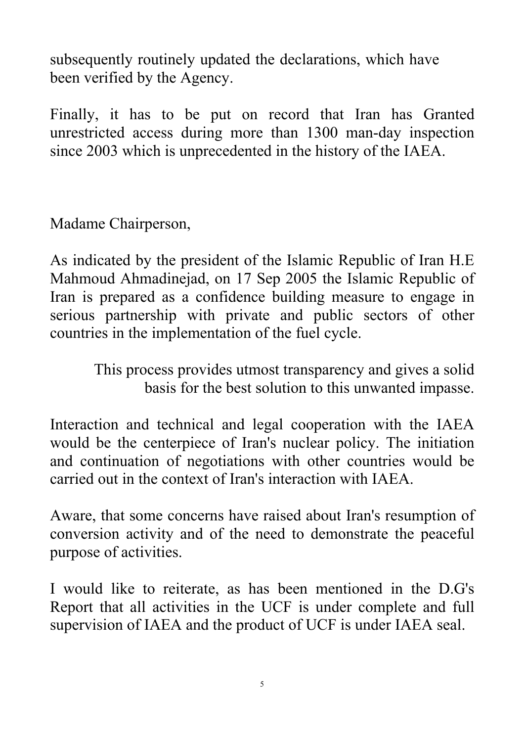subsequently routinely updated the declarations, which have been verified by the Agency.

Finally, it has to be put on record that Iran has Granted unrestricted access during more than 1300 man-day inspection since 2003 which is unprecedented in the history of the IAEA.

Madame Chairperson,

As indicated by the president of the Islamic Republic of Iran H.E Mahmoud Ahmadinejad, on 17 Sep 2005 the Islamic Republic of Iran is prepared as a confidence building measure to engage in serious partnership with private and public sectors of other countries in the implementation of the fuel cycle.

This process provides utmost transparency and gives a solid basis for the best solution to this unwanted impasse.

Interaction and technical and legal cooperation with the IAEA would be the centerpiece of Iran's nuclear policy. The initiation and continuation of negotiations with other countries would be carried out in the context of Iran's interaction with IAEA.

Aware, that some concerns have raised about Iran's resumption of conversion activity and of the need to demonstrate the peaceful purpose of activities.

I would like to reiterate, as has been mentioned in the D.G's Report that all activities in the UCF is under complete and full supervision of IAEA and the product of UCF is under IAEA seal.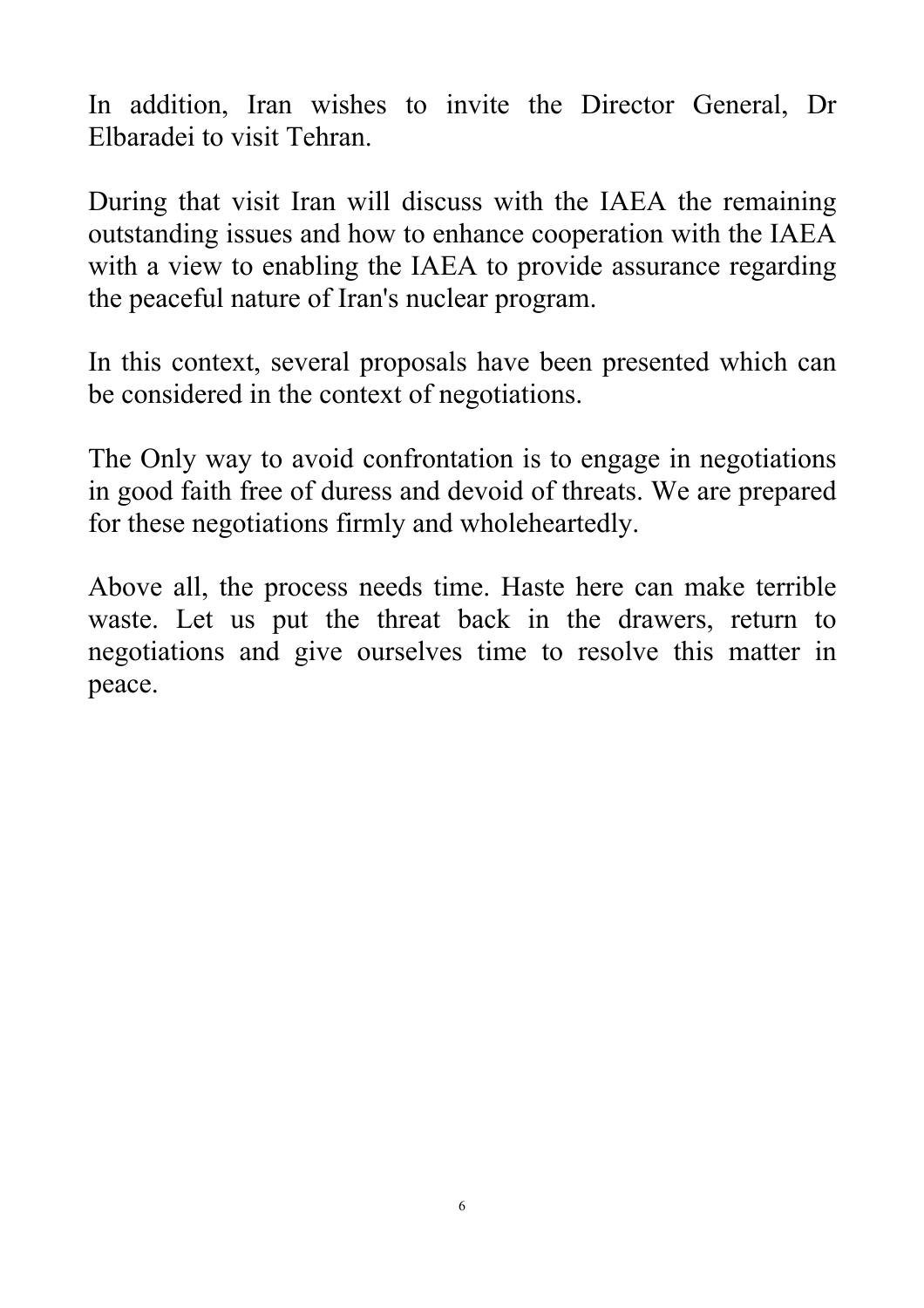In addition, Iran wishes to invite the Director General, Dr Elbaradei to visit Tehran.

During that visit Iran will discuss with the IAEA the remaining outstanding issues and how to enhance cooperation with the IAEA with a view to enabling the IAEA to provide assurance regarding the peaceful nature of Iran's nuclear program.

In this context, several proposals have been presented which can be considered in the context of negotiations.

The Only way to avoid confrontation is to engage in negotiations in good faith free of duress and devoid of threats. We are prepared for these negotiations firmly and wholeheartedly.

Above all, the process needs time. Haste here can make terrible waste. Let us put the threat back in the drawers, return to negotiations and give ourselves time to resolve this matter in peace.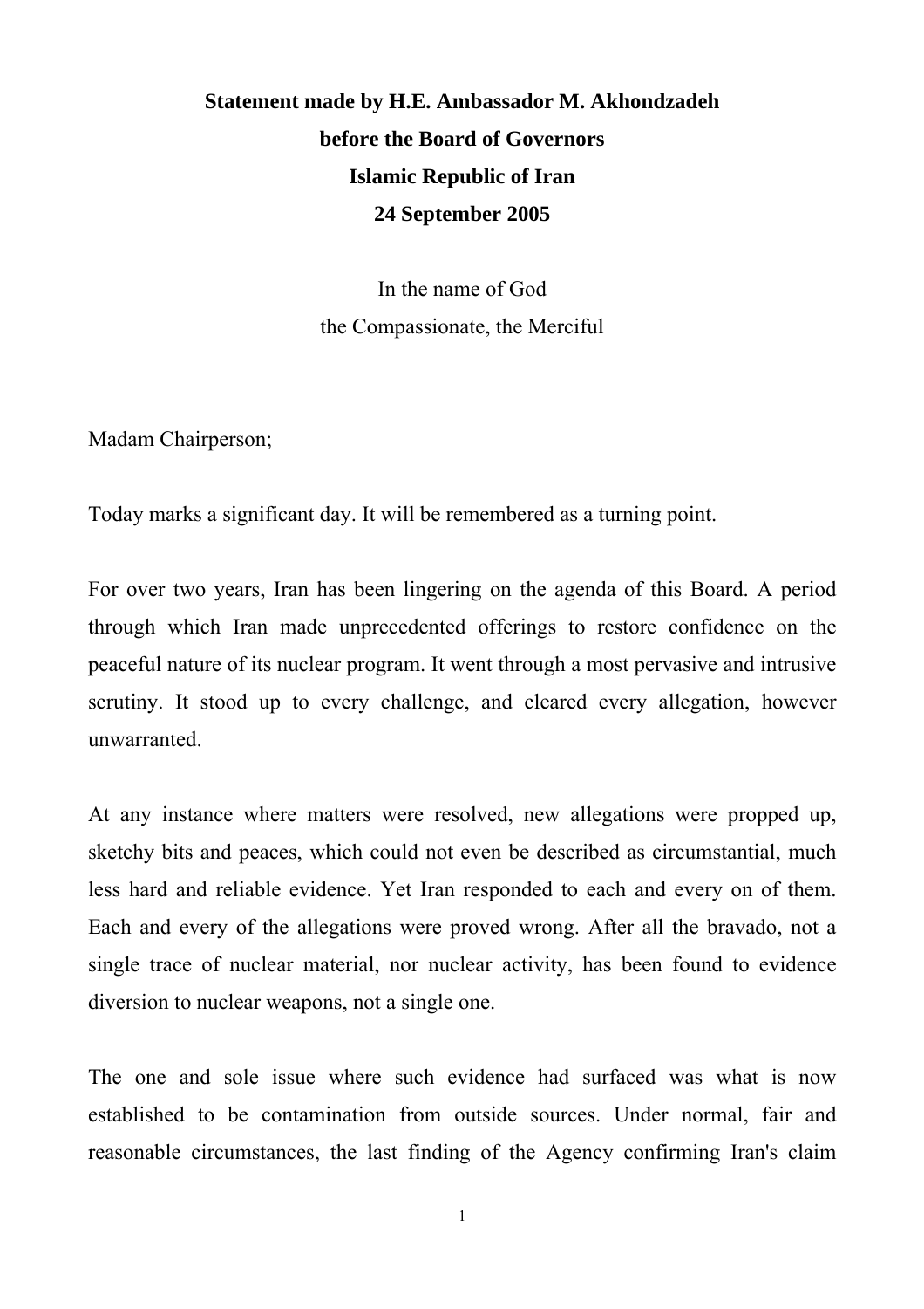**Statement made by H.E. Ambassador M. Akhondzadeh**
**before the Board of Governors**
**Islamic Republic of Iran**
**24 September 2005**

In the name of God
the Compassionate, the Merciful

Madam Chairperson;

Today marks a significant day. It will be remembered as a turning point.

For over two years, Iran has been lingering on the agenda of this Board. A period through which Iran made unprecedented offerings to restore confidence on the peaceful nature of its nuclear program. It went through a most pervasive and intrusive scrutiny. It stood up to every challenge, and cleared every allegation, however unwarranted.

At any instance where matters were resolved, new allegations were propped up, sketchy bits and peaces, which could not even be described as circumstantial, much less hard and reliable evidence. Yet Iran responded to each and every on of them. Each and every of the allegations were proved wrong. After all the bravado, not a single trace of nuclear material, nor nuclear activity, has been found to evidence diversion to nuclear weapons, not a single one.

The one and sole issue where such evidence had surfaced was what is now established to be contamination from outside sources. Under normal, fair and reasonable circumstances, the last finding of the Agency confirming Iran's claim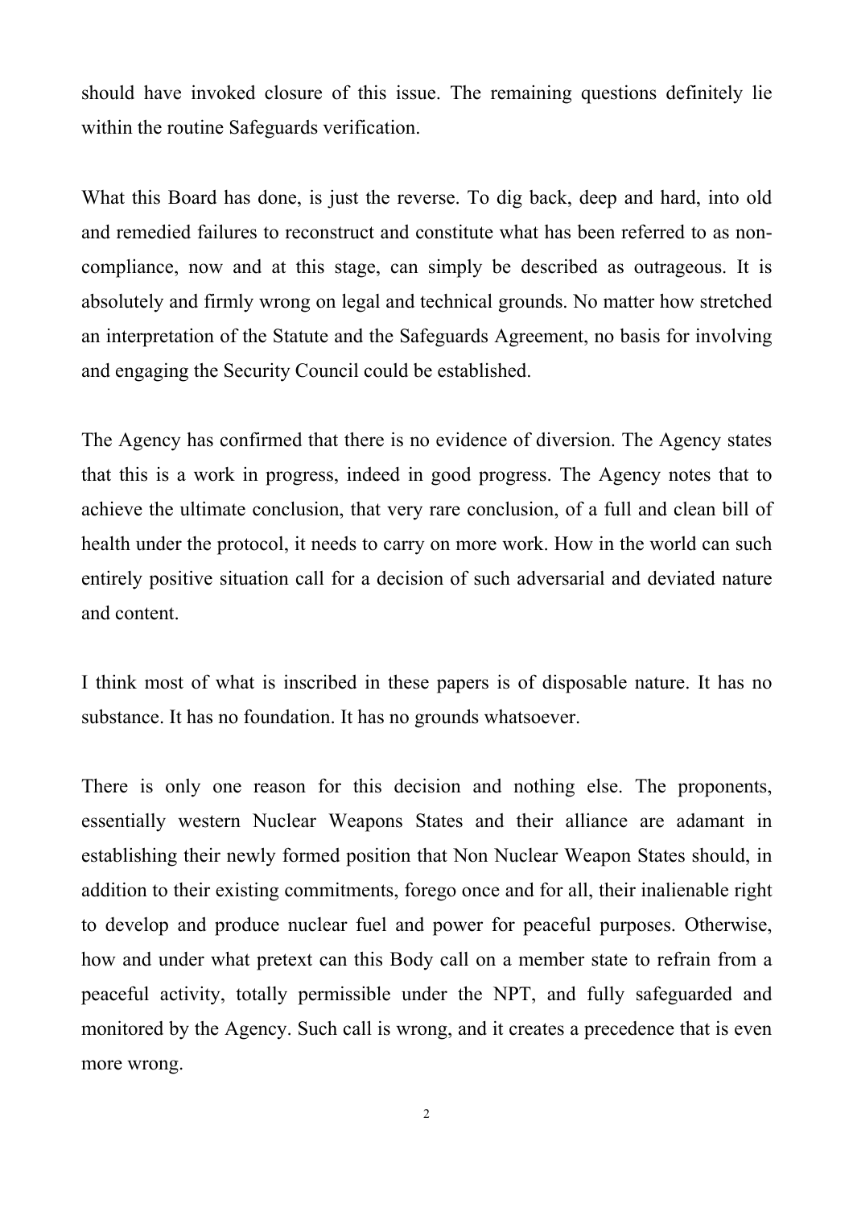should have invoked closure of this issue. The remaining questions definitely lie within the routine Safeguards verification.

What this Board has done, is just the reverse. To dig back, deep and hard, into old and remedied failures to reconstruct and constitute what has been referred to as non-compliance, now and at this stage, can simply be described as outrageous. It is absolutely and firmly wrong on legal and technical grounds. No matter how stretched an interpretation of the Statute and the Safeguards Agreement, no basis for involving and engaging the Security Council could be established.

The Agency has confirmed that there is no evidence of diversion. The Agency states that this is a work in progress, indeed in good progress. The Agency notes that to achieve the ultimate conclusion, that very rare conclusion, of a full and clean bill of health under the protocol, it needs to carry on more work. How in the world can such entirely positive situation call for a decision of such adversarial and deviated nature and content.

I think most of what is inscribed in these papers is of disposable nature. It has no substance. It has no foundation. It has no grounds whatsoever.

There is only one reason for this decision and nothing else. The proponents, essentially western Nuclear Weapons States and their alliance are adamant in establishing their newly formed position that Non Nuclear Weapon States should, in addition to their existing commitments, forego once and for all, their inalienable right to develop and produce nuclear fuel and power for peaceful purposes. Otherwise, how and under what pretext can this Body call on a member state to refrain from a peaceful activity, totally permissible under the NPT, and fully safeguarded and monitored by the Agency. Such call is wrong, and it creates a precedence that is even more wrong.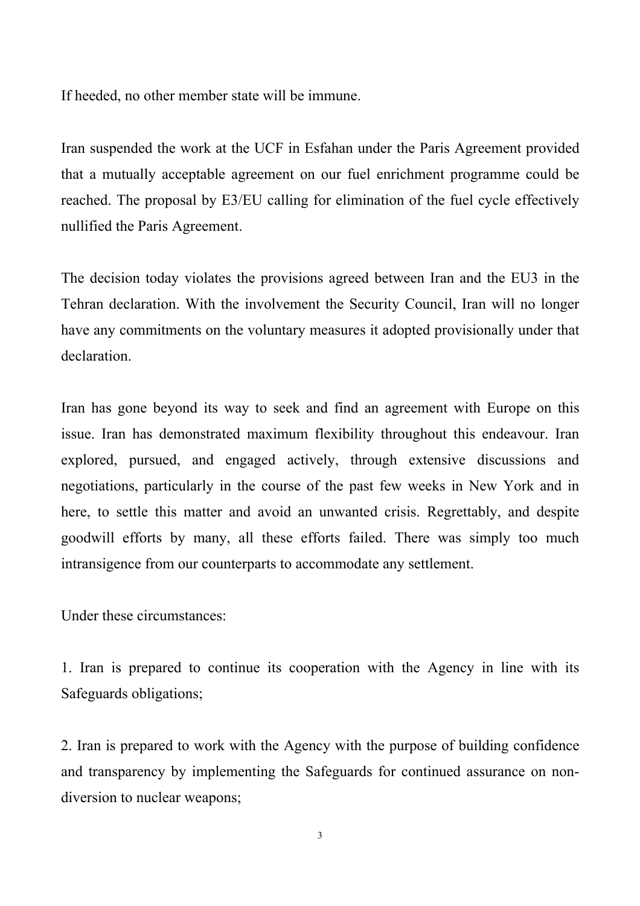If heeded, no other member state will be immune.

Iran suspended the work at the UCF in Esfahan under the Paris Agreement provided that a mutually acceptable agreement on our fuel enrichment programme could be reached. The proposal by E3/EU calling for elimination of the fuel cycle effectively nullified the Paris Agreement.

The decision today violates the provisions agreed between Iran and the EU3 in the Tehran declaration. With the involvement the Security Council, Iran will no longer have any commitments on the voluntary measures it adopted provisionally under that declaration.

Iran has gone beyond its way to seek and find an agreement with Europe on this issue. Iran has demonstrated maximum flexibility throughout this endeavour. Iran explored, pursued, and engaged actively, through extensive discussions and negotiations, particularly in the course of the past few weeks in New York and in here, to settle this matter and avoid an unwanted crisis. Regrettably, and despite goodwill efforts by many, all these efforts failed. There was simply too much intransigence from our counterparts to accommodate any settlement.

Under these circumstances:

1. Iran is prepared to continue its cooperation with the Agency in line with its Safeguards obligations;

2. Iran is prepared to work with the Agency with the purpose of building confidence and transparency by implementing the Safeguards for continued assurance on non-diversion to nuclear weapons;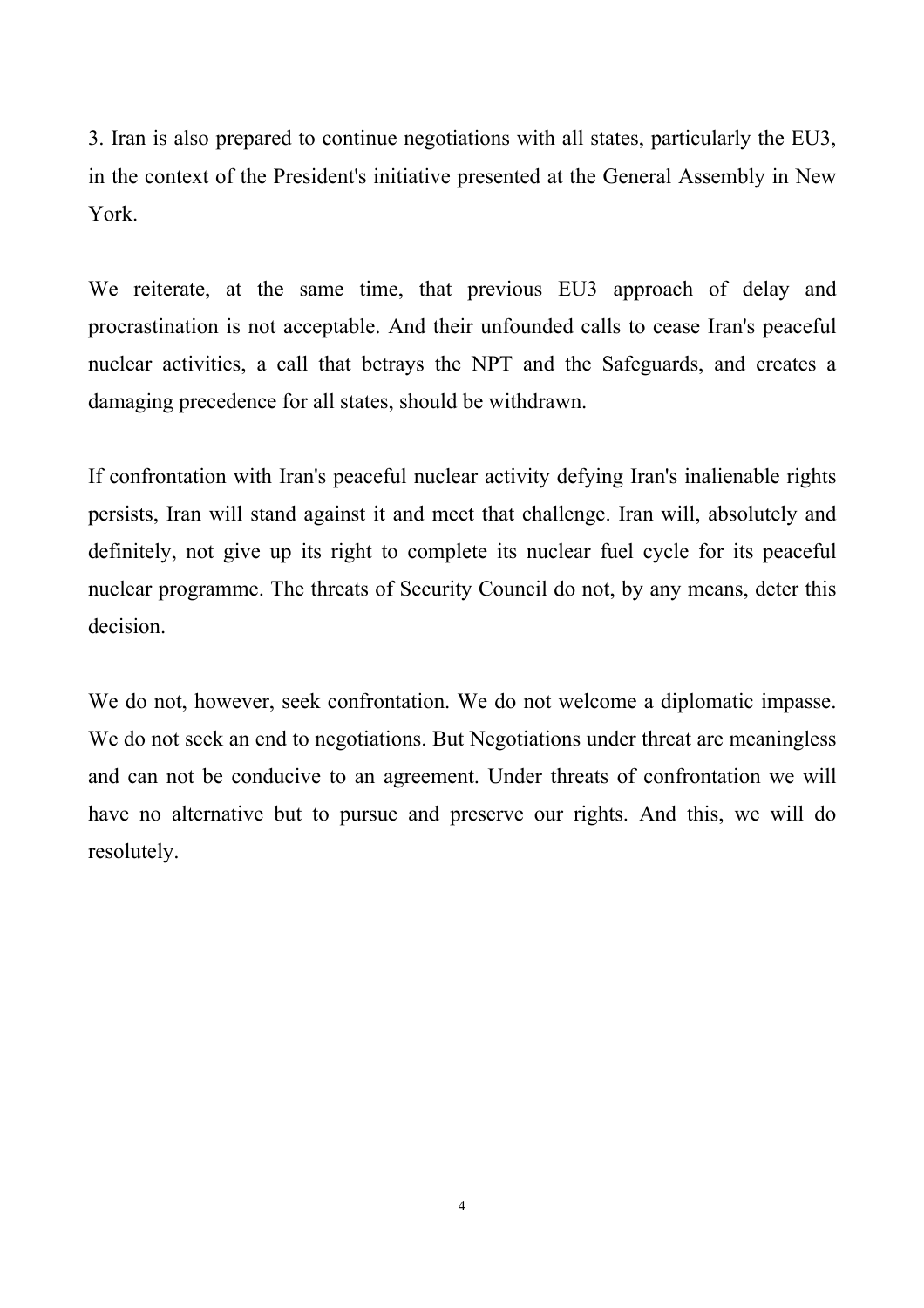3. Iran is also prepared to continue negotiations with all states, particularly the EU3, in the context of the President's initiative presented at the General Assembly in New York.

We reiterate, at the same time, that previous EU3 approach of delay and procrastination is not acceptable. And their unfounded calls to cease Iran's peaceful nuclear activities, a call that betrays the NPT and the Safeguards, and creates a damaging precedence for all states, should be withdrawn.

If confrontation with Iran's peaceful nuclear activity defying Iran's inalienable rights persists, Iran will stand against it and meet that challenge. Iran will, absolutely and definitely, not give up its right to complete its nuclear fuel cycle for its peaceful nuclear programme. The threats of Security Council do not, by any means, deter this decision.

We do not, however, seek confrontation. We do not welcome a diplomatic impasse. We do not seek an end to negotiations. But Negotiations under threat are meaningless and can not be conducive to an agreement. Under threats of confrontation we will have no alternative but to pursue and preserve our rights. And this, we will do resolutely.